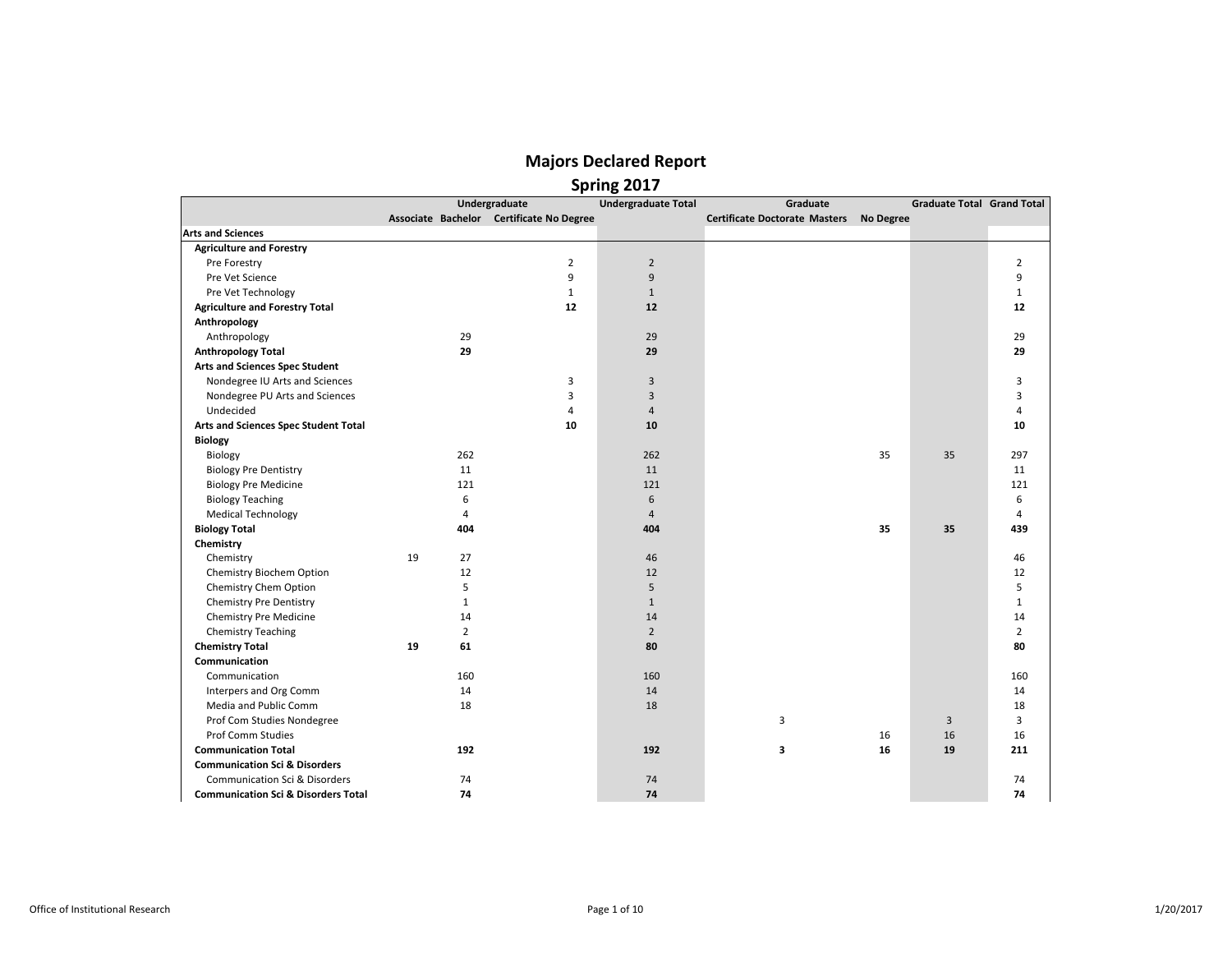# Majors Declared Report

## Spring 2017

| | Undergraduate | | | | Undergraduate Total | Graduate | | | | Graduate Total | Grand Total |
|---|---|---|---|---|---|---|---|---|---|---|---|
| | Associate | Bachelor | Certificate | No Degree | | Certificate | Doctorate | Masters | No Degree | | |
| **Arts and Sciences** | | | | | | | | | | | |
| **Agriculture and Forestry** | | | | | | | | | | | |
| Pre Forestry | | | | 2 | 2 | | | | | | 2 |
| Pre Vet Science | | | | 9 | 9 | | | | | | 9 |
| Pre Vet Technology | | | | 1 | 1 | | | | | | 1 |
| **Agriculture and Forestry Total** | | | | **12** | **12** | | | | | | **12** |
| **Anthropology** | | | | | | | | | | | |
| Anthropology | | 29 | | | 29 | | | | | | 29 |
| **Anthropology Total** | | **29** | | | **29** | | | | | | **29** |
| **Arts and Sciences Spec Student** | | | | | | | | | | | |
| Nondegree IU Arts and Sciences | | | | 3 | 3 | | | | | | 3 |
| Nondegree PU Arts and Sciences | | | | 3 | 3 | | | | | | 3 |
| Undecided | | | | 4 | 4 | | | | | | 4 |
| **Arts and Sciences Spec Student Total** | | | | **10** | **10** | | | | | | **10** |
| **Biology** | | | | | | | | | | | |
| Biology | | 262 | | | 262 | | | | 35 | 35 | 297 |
| Biology Pre Dentistry | | 11 | | | 11 | | | | | | 11 |
| Biology Pre Medicine | | 121 | | | 121 | | | | | | 121 |
| Biology Teaching | | 6 | | | 6 | | | | | | 6 |
| Medical Technology | | 4 | | | 4 | | | | | | 4 |
| **Biology Total** | | **404** | | | **404** | | | | **35** | **35** | **439** |
| **Chemistry** | | | | | | | | | | | |
| Chemistry | 19 | 27 | | | 46 | | | | | | 46 |
| Chemistry Biochem Option | | 12 | | | 12 | | | | | | 12 |
| Chemistry Chem Option | | 5 | | | 5 | | | | | | 5 |
| Chemistry Pre Dentistry | | 1 | | | 1 | | | | | | 1 |
| Chemistry Pre Medicine | | 14 | | | 14 | | | | | | 14 |
| Chemistry Teaching | | 2 | | | 2 | | | | | | 2 |
| **Chemistry Total** | **19** | **61** | | | **80** | | | | | | **80** |
| **Communication** | | | | | | | | | | | |
| Communication | | 160 | | | 160 | | | | | | 160 |
| Interpers and Org Comm | | 14 | | | 14 | | | | | | 14 |
| Media and Public Comm | | 18 | | | 18 | | | | | | 18 |
| Prof Com Studies Nondegree | | | | | | 3 | | | | 3 | 3 |
| Prof Comm Studies | | | | | | | | | 16 | 16 | 16 |
| **Communication Total** | | **192** | | | **192** | **3** | | | **16** | **19** | **211** |
| **Communication Sci & Disorders** | | | | | | | | | | | |
| Communication Sci & Disorders | | 74 | | | 74 | | | | | | 74 |
| **Communication Sci & Disorders Total** | | **74** | | | **74** | | | | | | **74** |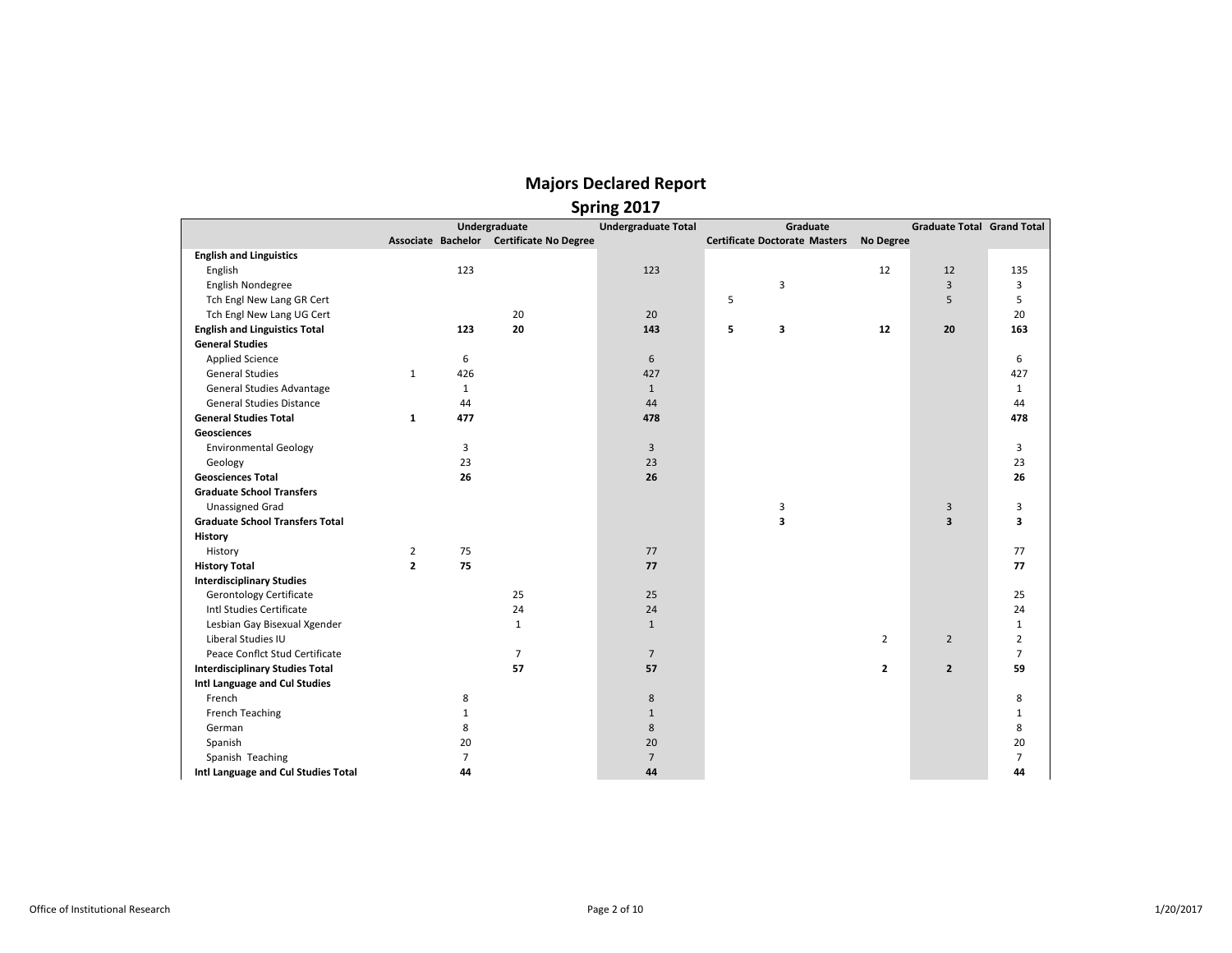# Majors Declared Report

## Spring 2017

| | Undergraduate | | | | Undergraduate Total | Graduate | | | | Graduate Total | Grand Total |
|---|---|---|---|---|---|---|---|---|---|---|---|
| | Associate | Bachelor | Certificate | No Degree | | Certificate | Doctorate | Masters | No Degree | | |
| **English and Linguistics** | | | | | | | | | | | |
| English | | 123 | | | 123 | | | | 12 | 12 | 135 |
| English Nondegree | | | | | | | 3 | | | 3 | 3 |
| Tch Engl New Lang GR Cert | | | | | | 5 | | | | 5 | 5 |
| Tch Engl New Lang UG Cert | | | 20 | | 20 | | | | | | 20 |
| **English and Linguistics Total** | | **123** | **20** | | **143** | **5** | **3** | | **12** | **20** | **163** |
| **General Studies** | | | | | | | | | | | |
| Applied Science | | 6 | | | 6 | | | | | | 6 |
| General Studies | 1 | 426 | | | 427 | | | | | | 427 |
| General Studies Advantage | | 1 | | | 1 | | | | | | 1 |
| General Studies Distance | | 44 | | | 44 | | | | | | 44 |
| **General Studies Total** | **1** | **477** | | | **478** | | | | | | **478** |
| **Geosciences** | | | | | | | | | | | |
| Environmental Geology | | 3 | | | 3 | | | | | | 3 |
| Geology | | 23 | | | 23 | | | | | | 23 |
| **Geosciences Total** | | **26** | | | **26** | | | | | | **26** |
| **Graduate School Transfers** | | | | | | | | | | | |
| Unassigned Grad | | | | | | | 3 | | | 3 | 3 |
| **Graduate School Transfers Total** | | | | | | | **3** | | | **3** | **3** |
| **History** | | | | | | | | | | | |
| History | 2 | 75 | | | 77 | | | | | | 77 |
| **History Total** | **2** | **75** | | | **77** | | | | | | **77** |
| **Interdisciplinary Studies** | | | | | | | | | | | |
| Gerontology Certificate | | | 25 | | 25 | | | | | | 25 |
| Intl Studies Certificate | | | 24 | | 24 | | | | | | 24 |
| Lesbian Gay Bisexual Xgender | | | 1 | | 1 | | | | | | 1 |
| Liberal Studies IU | | | | | | | | | 2 | 2 | 2 |
| Peace Conflct Stud Certificate | | | 7 | | 7 | | | | | | 7 |
| **Interdisciplinary Studies Total** | | | **57** | | **57** | | | | **2** | **2** | **59** |
| **Intl Language and Cul Studies** | | | | | | | | | | | |
| French | | 8 | | | 8 | | | | | | 8 |
| French Teaching | | 1 | | | 1 | | | | | | 1 |
| German | | 8 | | | 8 | | | | | | 8 |
| Spanish | | 20 | | | 20 | | | | | | 20 |
| Spanish Teaching | | 7 | | | 7 | | | | | | 7 |
| **Intl Language and Cul Studies Total** | | **44** | | | **44** | | | | | | **44** |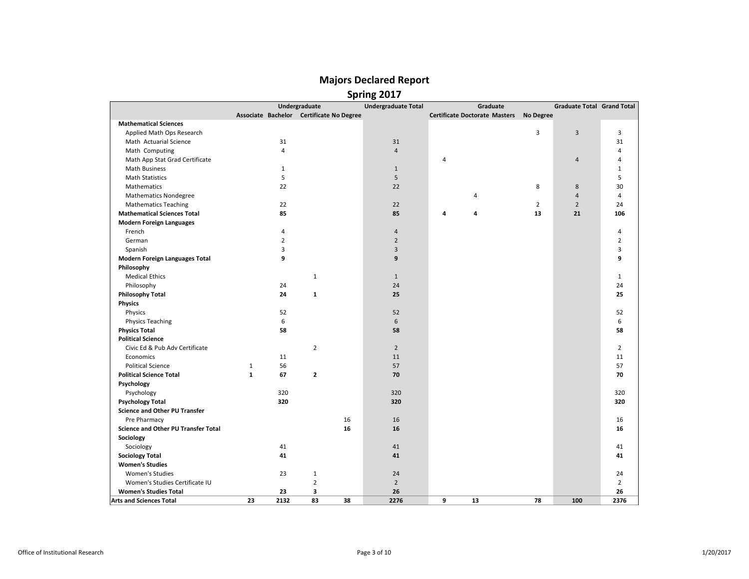# Majors Declared Report

## Spring 2017

| | Undergraduate | | | | Undergraduate Total | Graduate | | | | Graduate Total | Grand Total |
|---|---|---|---|---|---|---|---|---|---|---|---|
| | Associate | Bachelor | Certificate | No Degree | | Certificate | Doctorate | Masters | No Degree | | |
| **Mathematical Sciences** | | | | | | | | | | | |
| Applied Math Ops Research | | | | | | | | | 3 | 3 | 3 |
| Math Actuarial Science | | 31 | | | 31 | | | | | | 31 |
| Math Computing | | 4 | | | 4 | | | | | | 4 |
| Math App Stat Grad Certificate | | | | | | 4 | | | | 4 | 4 |
| Math Business | | 1 | | | 1 | | | | | | 1 |
| Math Statistics | | 5 | | | 5 | | | | | | 5 |
| Mathematics | | 22 | | | 22 | | | | 8 | 8 | 30 |
| Mathematics Nondegree | | | | | | | 4 | | | 4 | 4 |
| Mathematics Teaching | | 22 | | | 22 | | | | 2 | 2 | 24 |
| **Mathematical Sciences Total** | | **85** | | | **85** | **4** | **4** | | **13** | **21** | **106** |
| **Modern Foreign Languages** | | | | | | | | | | | |
| French | | 4 | | | 4 | | | | | | 4 |
| German | | 2 | | | 2 | | | | | | 2 |
| Spanish | | 3 | | | 3 | | | | | | 3 |
| **Modern Foreign Languages Total** | | **9** | | | **9** | | | | | | **9** |
| **Philosophy** | | | | | | | | | | | |
| Medical Ethics | | | 1 | | 1 | | | | | | 1 |
| Philosophy | | 24 | | | 24 | | | | | | 24 |
| **Philosophy Total** | | **24** | **1** | | **25** | | | | | | **25** |
| **Physics** | | | | | | | | | | | |
| Physics | | 52 | | | 52 | | | | | | 52 |
| Physics Teaching | | 6 | | | 6 | | | | | | 6 |
| **Physics Total** | | **58** | | | **58** | | | | | | **58** |
| **Political Science** | | | | | | | | | | | |
| Civic Ed & Pub Adv Certificate | | | 2 | | 2 | | | | | | 2 |
| Economics | | 11 | | | 11 | | | | | | 11 |
| Political Science | 1 | 56 | | | 57 | | | | | | 57 |
| **Political Science Total** | **1** | **67** | **2** | | **70** | | | | | | **70** |
| **Psychology** | | | | | | | | | | | |
| Psychology | | 320 | | | 320 | | | | | | 320 |
| **Psychology Total** | | **320** | | | **320** | | | | | | **320** |
| **Science and Other PU Transfer** | | | | | | | | | | | |
| Pre Pharmacy | | | | 16 | 16 | | | | | | 16 |
| **Science and Other PU Transfer Total** | | | | **16** | **16** | | | | | | **16** |
| **Sociology** | | | | | | | | | | | |
| Sociology | | 41 | | | 41 | | | | | | 41 |
| **Sociology Total** | | **41** | | | **41** | | | | | | **41** |
| **Women's Studies** | | | | | | | | | | | |
| Women's Studies | | 23 | 1 | | 24 | | | | | | 24 |
| Women's Studies Certificate IU | | | 2 | | 2 | | | | | | 2 |
| **Women's Studies Total** | | **23** | **3** | | **26** | | | | | | **26** |
| **Arts and Sciences Total** | **23** | **2132** | **83** | **38** | **2276** | **9** | **13** | | **78** | **100** | **2376** |

Office of Institutional Research 1/20/2017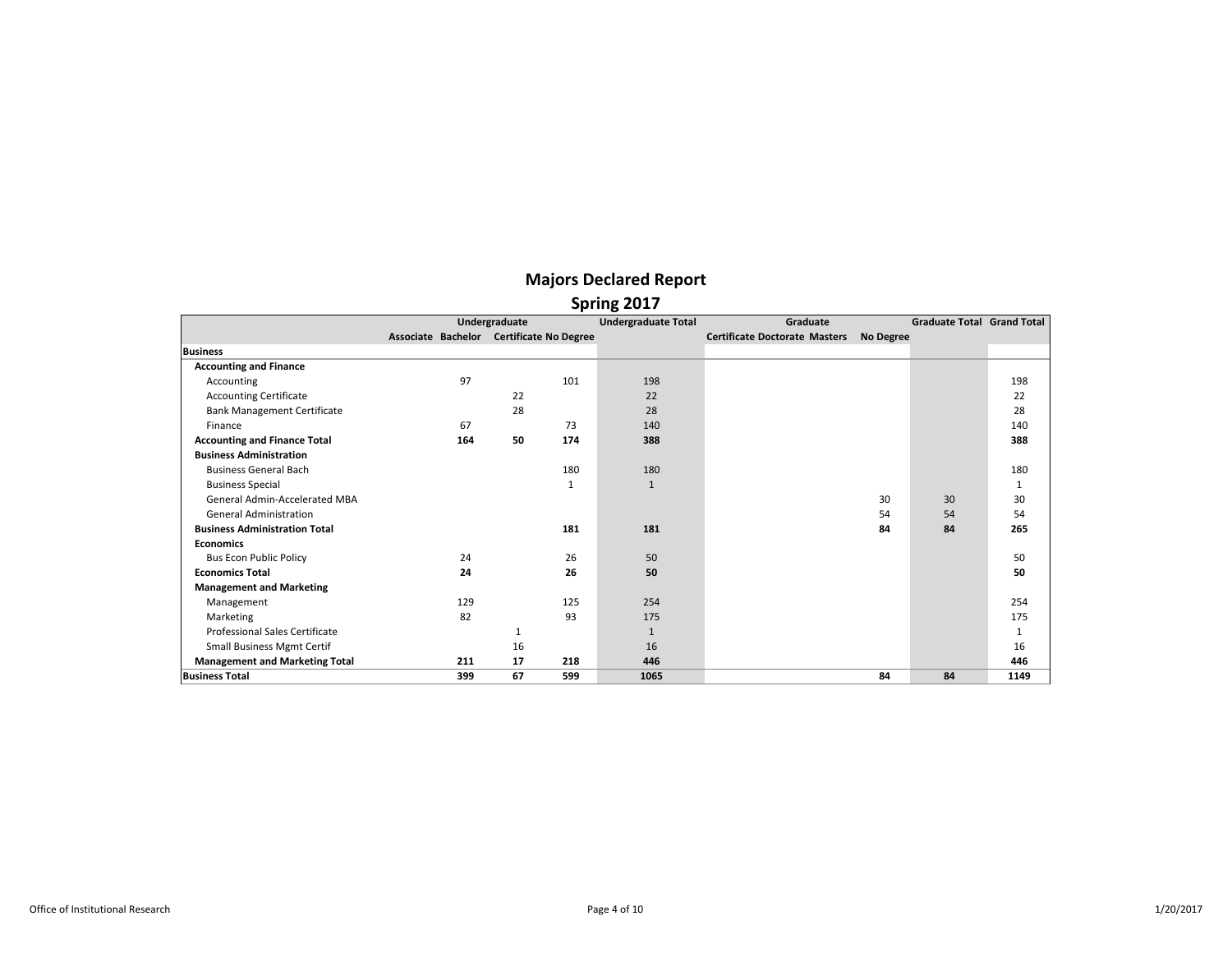# Majors Declared Report

## Spring 2017

| | Undergraduate | | | | Undergraduate Total | Graduate | | | | Graduate Total | Grand Total |
|---|---|---|---|---|---|---|---|---|---|---|---|
| | Associate | Bachelor | Certificate | No Degree | | Certificate | Doctorate | Masters | No Degree | | |
| **Business** | | | | | | | | | | | |
| **Accounting and Finance** | | | | | | | | | | | |
| Accounting | | 97 | | 101 | 198 | | | | | | 198 |
| Accounting Certificate | | | 22 | | 22 | | | | | | 22 |
| Bank Management Certificate | | | 28 | | 28 | | | | | | 28 |
| Finance | | 67 | | 73 | 140 | | | | | | 140 |
| **Accounting and Finance Total** | | **164** | **50** | **174** | **388** | | | | | | **388** |
| **Business Administration** | | | | | | | | | | | |
| Business General Bach | | | | 180 | 180 | | | | | | 180 |
| Business Special | | | | 1 | 1 | | | | | | 1 |
| General Admin-Accelerated MBA | | | | | | | | | 30 | 30 | 30 |
| General Administration | | | | | | | | | 54 | 54 | 54 |
| **Business Administration Total** | | | | **181** | **181** | | | | **84** | **84** | **265** |
| **Economics** | | | | | | | | | | | |
| Bus Econ Public Policy | | 24 | | 26 | 50 | | | | | | 50 |
| **Economics Total** | | **24** | | **26** | **50** | | | | | | **50** |
| **Management and Marketing** | | | | | | | | | | | |
| Management | | 129 | | 125 | 254 | | | | | | 254 |
| Marketing | | 82 | | 93 | 175 | | | | | | 175 |
| Professional Sales Certificate | | | 1 | | 1 | | | | | | 1 |
| Small Business Mgmt Certif | | | 16 | | 16 | | | | | | 16 |
| **Management and Marketing Total** | | **211** | **17** | **218** | **446** | | | | | | **446** |
| **Business Total** | | **399** | **67** | **599** | **1065** | | | | **84** | **84** | **1149** |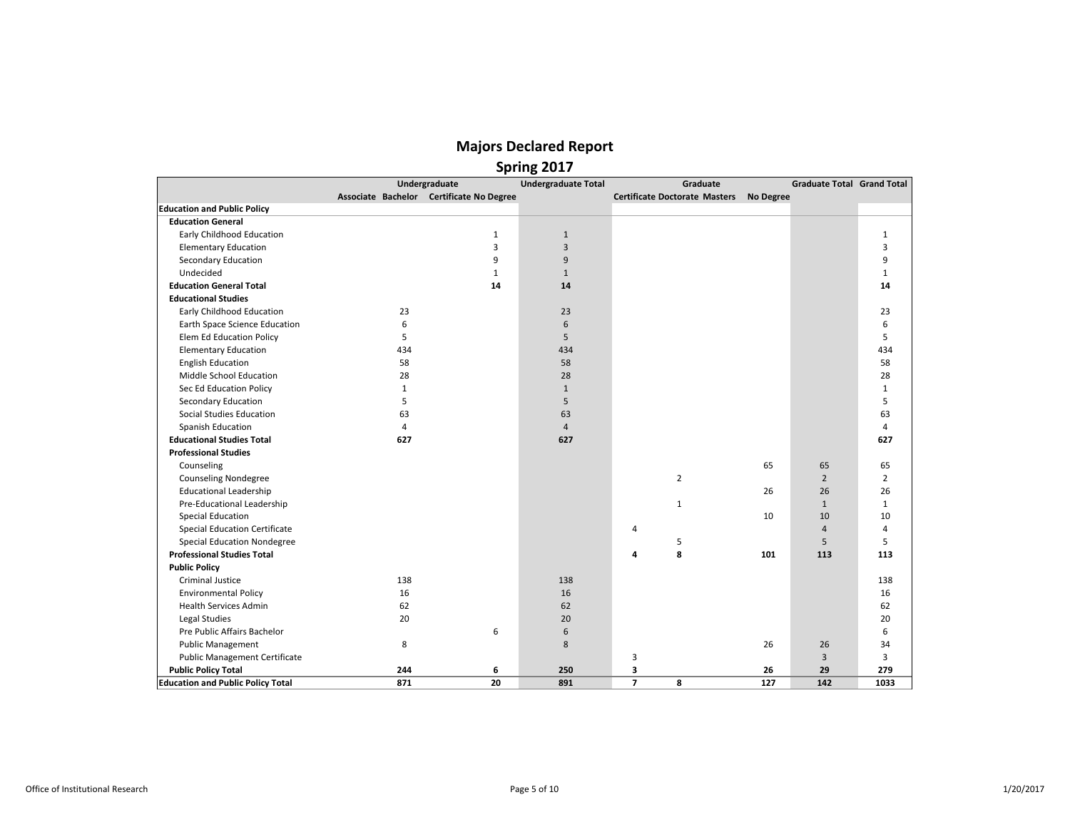# Majors Declared Report

## Spring 2017

| | Undergraduate | | | | Undergraduate Total | Graduate | | | | Graduate Total | Grand Total |
|---|---|---|---|---|---|---|---|---|---|---|---|
| | Associate | Bachelor | Certificate | No Degree | | Certificate | Doctorate | Masters | No Degree | | |
| **Education and Public Policy** | | | | | | | | | | | |
| **Education General** | | | | | | | | | | | |
| Early Childhood Education | | | | 1 | 1 | | | | | | 1 |
| Elementary Education | | | | 3 | 3 | | | | | | 3 |
| Secondary Education | | | | 9 | 9 | | | | | | 9 |
| Undecided | | | | 1 | 1 | | | | | | 1 |
| **Education General Total** | | | | **14** | **14** | | | | | | **14** |
| **Educational Studies** | | | | | | | | | | | |
| Early Childhood Education | | 23 | | | 23 | | | | | | 23 |
| Earth Space Science Education | | 6 | | | 6 | | | | | | 6 |
| Elem Ed Education Policy | | 5 | | | 5 | | | | | | 5 |
| Elementary Education | | 434 | | | 434 | | | | | | 434 |
| English Education | | 58 | | | 58 | | | | | | 58 |
| Middle School Education | | 28 | | | 28 | | | | | | 28 |
| Sec Ed Education Policy | | 1 | | | 1 | | | | | | 1 |
| Secondary Education | | 5 | | | 5 | | | | | | 5 |
| Social Studies Education | | 63 | | | 63 | | | | | | 63 |
| Spanish Education | | 4 | | | 4 | | | | | | 4 |
| **Educational Studies Total** | | **627** | | | **627** | | | | | | **627** |
| **Professional Studies** | | | | | | | | | | | |
| Counseling | | | | | | | | 65 | | 65 | 65 |
| Counseling Nondegree | | | | | | | | | 2 | 2 | 2 |
| Educational Leadership | | | | | | | | 26 | | 26 | 26 |
| Pre-Educational Leadership | | | | | | | | | 1 | 1 | 1 |
| Special Education | | | | | | | | 10 | | 10 | 10 |
| Special Education Certificate | | | | | | 4 | | | | 4 | 4 |
| Special Education Nondegree | | | | | | | | | 5 | 5 | 5 |
| **Professional Studies Total** | | | | | | **4** | | **101** | **8** | **113** | **113** |
| **Public Policy** | | | | | | | | | | | |
| Criminal Justice | | 138 | | | 138 | | | | | | 138 |
| Environmental Policy | | 16 | | | 16 | | | | | | 16 |
| Health Services Admin | | 62 | | | 62 | | | | | | 62 |
| Legal Studies | | 20 | | | 20 | | | | | | 20 |
| Pre Public Affairs Bachelor | | | | 6 | 6 | | | | | | 6 |
| Public Management | | 8 | | | 8 | | | 26 | | 26 | 34 |
| Public Management Certificate | | | | | | 3 | | | | 3 | 3 |
| **Public Policy Total** | | **244** | | **6** | **250** | **3** | | **26** | | **29** | **279** |
| **Education and Public Policy Total** | | **871** | | **20** | **891** | **7** | | **127** | **8** | **142** | **1033** |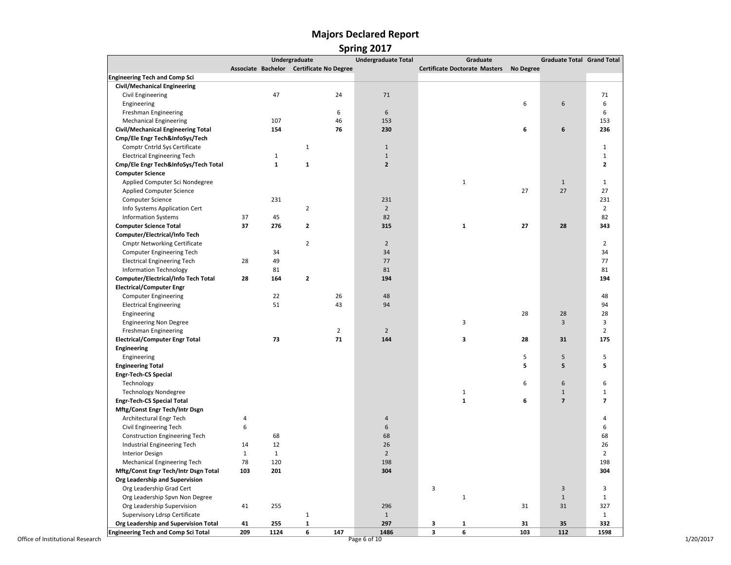# Majors Declared Report

## Spring 2017

| | Undergraduate | | | | Undergraduate Total | Graduate | | | | Graduate Total | Grand Total |
|---|---|---|---|---|---|---|---|---|---|---|---|
| | Associate | Bachelor | Certificate | No Degree | | Certificate | Doctorate | Masters | No Degree | | |
| **Engineering Tech and Comp Sci** | | | | | | | | | | | |
| **Civil/Mechanical Engineering** | | | | | | | | | | | |
| Civil Engineering | | 47 | | 24 | 71 | | | | | | 71 |
| Engineering | | | | | | | | | 6 | 6 | 6 |
| Freshman Engineering | | | | 6 | 6 | | | | | | 6 |
| Mechanical Engineering | | 107 | | 46 | 153 | | | | | | 153 |
| **Civil/Mechanical Engineering Total** | | **154** | | **76** | **230** | | | | **6** | **6** | **236** |
| **Cmp/Ele Engr Tech&InfoSys/Tech** | | | | | | | | | | | |
| Comptr Cntrld Sys Certificate | | | 1 | | 1 | | | | | | 1 |
| Electrical Engineering Tech | | 1 | | | 1 | | | | | | 1 |
| **Cmp/Ele Engr Tech&InfoSys/Tech Total** | | **1** | **1** | | **2** | | | | | | **2** |
| **Computer Science** | | | | | | | | | | | |
| Applied Computer Sci Nondegree | | | | | | | 1 | | | 1 | 1 |
| Applied Computer Science | | | | | | | | | 27 | 27 | 27 |
| Computer Science | | 231 | | | 231 | | | | | | 231 |
| Info Systems Application Cert | | | 2 | | 2 | | | | | | 2 |
| Information Systems | 37 | 45 | | | 82 | | | | | | 82 |
| **Computer Science Total** | **37** | **276** | **2** | | **315** | | **1** | | **27** | **28** | **343** |
| **Computer/Electrical/Info Tech** | | | | | | | | | | | |
| Cmptr Networking Certificate | | | 2 | | 2 | | | | | | 2 |
| Computer Engineering Tech | | 34 | | | 34 | | | | | | 34 |
| Electrical Engineering Tech | 28 | 49 | | | 77 | | | | | | 77 |
| Information Technology | | 81 | | | 81 | | | | | | 81 |
| **Computer/Electrical/Info Tech Total** | **28** | **164** | **2** | | **194** | | | | | | **194** |
| **Electrical/Computer Engr** | | | | | | | | | | | |
| Computer Engineering | | 22 | | 26 | 48 | | | | | | 48 |
| Electrical Engineering | | 51 | | 43 | 94 | | | | | | 94 |
| Engineering | | | | | | | | | 28 | 28 | 28 |
| Engineering Non Degree | | | | | | | 3 | | | 3 | 3 |
| Freshman Engineering | | | | 2 | 2 | | | | | | 2 |
| **Electrical/Computer Engr Total** | | **73** | | **71** | **144** | | **3** | | **28** | **31** | **175** |
| **Engineering** | | | | | | | | | | | |
| Engineering | | | | | | | | | 5 | 5 | 5 |
| **Engineering Total** | | | | | | | | | **5** | **5** | **5** |
| **Engr-Tech-CS Special** | | | | | | | | | | | |
| Technology | | | | | | | | | 6 | 6 | 6 |
| Technology Nondegree | | | | | | | 1 | | | 1 | 1 |
| **Engr-Tech-CS Special Total** | | | | | | | **1** | | **6** | **7** | **7** |
| **Mftg/Const Engr Tech/Intr Dsgn** | | | | | | | | | | | |
| Architectural Engr Tech | 4 | | | | 4 | | | | | | 4 |
| Civil Engineering Tech | 6 | | | | 6 | | | | | | 6 |
| Construction Engineering Tech | | 68 | | | 68 | | | | | | 68 |
| Industrial Engineering Tech | 14 | 12 | | | 26 | | | | | | 26 |
| Interior Design | 1 | 1 | | | 2 | | | | | | 2 |
| Mechanical Engineering Tech | 78 | 120 | | | 198 | | | | | | 198 |
| **Mftg/Const Engr Tech/Intr Dsgn Total** | **103** | **201** | | | **304** | | | | | | **304** |
| **Org Leadership and Supervision** | | | | | | | | | | | |
| Org Leadership Grad Cert | | | | | | 3 | | | | 3 | 3 |
| Org Leadership Spvn Non Degree | | | | | | | 1 | | | 1 | 1 |
| Org Leadership Supervision | 41 | 255 | | | 296 | | | | 31 | 31 | 327 |
| Supervisory Ldrsp Certificate | | | 1 | | 1 | | | | | | 1 |
| **Org Leadership and Supervision Total** | **41** | **255** | **1** | | **297** | **3** | **1** | | **31** | **35** | **332** |
| **Engineering Tech and Comp Sci Total** | **209** | **1124** | **6** | **147** | **1486** | **3** | **6** | | **103** | **112** | **1598** |

Office of Institutional Research 1/20/2017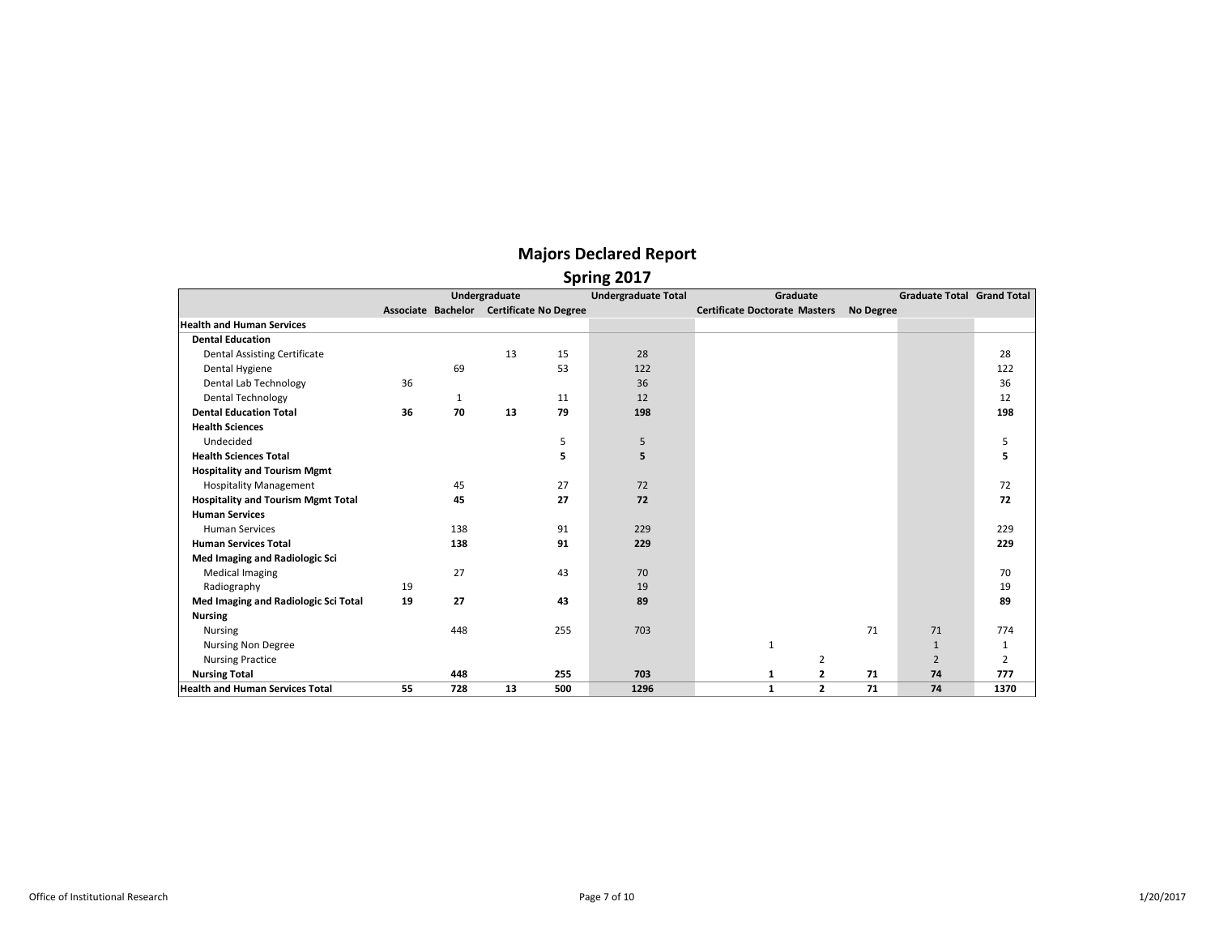# Majors Declared Report

## Spring 2017

| | Undergraduate | | | | Undergraduate Total | Graduate | | | | Graduate Total | Grand Total |
|---|---|---|---|---|---|---|---|---|---|---|---|
| | Associate | Bachelor | Certificate | No Degree | | Certificate | Doctorate | Masters | No Degree | | |
| **Health and Human Services** | | | | | | | | | | | |
| **Dental Education** | | | | | | | | | | | |
| Dental Assisting Certificate | | | 13 | 15 | 28 | | | | | | 28 |
| Dental Hygiene | | 69 | | 53 | 122 | | | | | | 122 |
| Dental Lab Technology | 36 | | | | 36 | | | | | | 36 |
| Dental Technology | | 1 | | 11 | 12 | | | | | | 12 |
| **Dental Education Total** | **36** | **70** | **13** | **79** | **198** | | | | | | **198** |
| **Health Sciences** | | | | | | | | | | | |
| Undecided | | | | 5 | 5 | | | | | | 5 |
| **Health Sciences Total** | | | | **5** | **5** | | | | | | **5** |
| **Hospitality and Tourism Mgmt** | | | | | | | | | | | |
| Hospitality Management | | 45 | | 27 | 72 | | | | | | 72 |
| **Hospitality and Tourism Mgmt Total** | | **45** | | **27** | **72** | | | | | | **72** |
| **Human Services** | | | | | | | | | | | |
| Human Services | | 138 | | 91 | 229 | | | | | | 229 |
| **Human Services Total** | | **138** | | **91** | **229** | | | | | | **229** |
| **Med Imaging and Radiologic Sci** | | | | | | | | | | | |
| Medical Imaging | | 27 | | 43 | 70 | | | | | | 70 |
| Radiography | 19 | | | | 19 | | | | | | 19 |
| **Med Imaging and Radiologic Sci Total** | **19** | **27** | | **43** | **89** | | | | | | **89** |
| **Nursing** | | | | | | | | | | | |
| Nursing | | 448 | | 255 | 703 | | | | 71 | 71 | 774 |
| Nursing Non Degree | | | | | | | 1 | | | 1 | 1 |
| Nursing Practice | | | | | | | | 2 | | 2 | 2 |
| **Nursing Total** | | **448** | | **255** | **703** | | **1** | **2** | **71** | **74** | **777** |
| **Health and Human Services Total** | **55** | **728** | **13** | **500** | **1296** | | **1** | **2** | **71** | **74** | **1370** |

Office of Institutional Research — 1/20/2017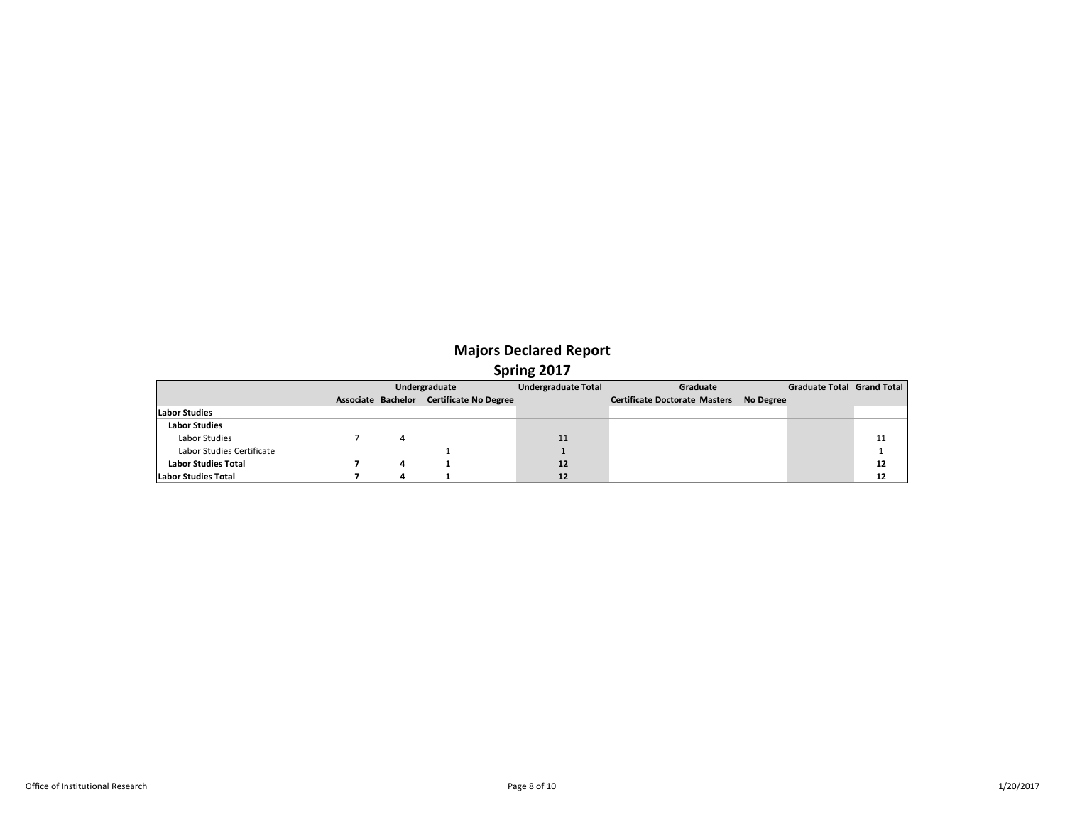# Majors Declared Report

## Spring 2017

| | Undergraduate | | | | Undergraduate Total | Graduate | | | | Graduate Total | Grand Total |
|---|---|---|---|---|---|---|---|---|---|---|---|
| | Associate | Bachelor | Certificate | No Degree | | Certificate | Doctorate | Masters | No Degree | | |
| **Labor Studies** | | | | | | | | | | | |
| **Labor Studies** | | | | | | | | | | | |
| Labor Studies | 7 | 4 | | | 11 | | | | | | 11 |
| Labor Studies Certificate | | | 1 | | 1 | | | | | | 1 |
| **Labor Studies Total** | **7** | **4** | **1** | | **12** | | | | | | **12** |
| **Labor Studies Total** | **7** | **4** | **1** | | **12** | | | | | | **12** |

Office of Institutional Research

1/20/2017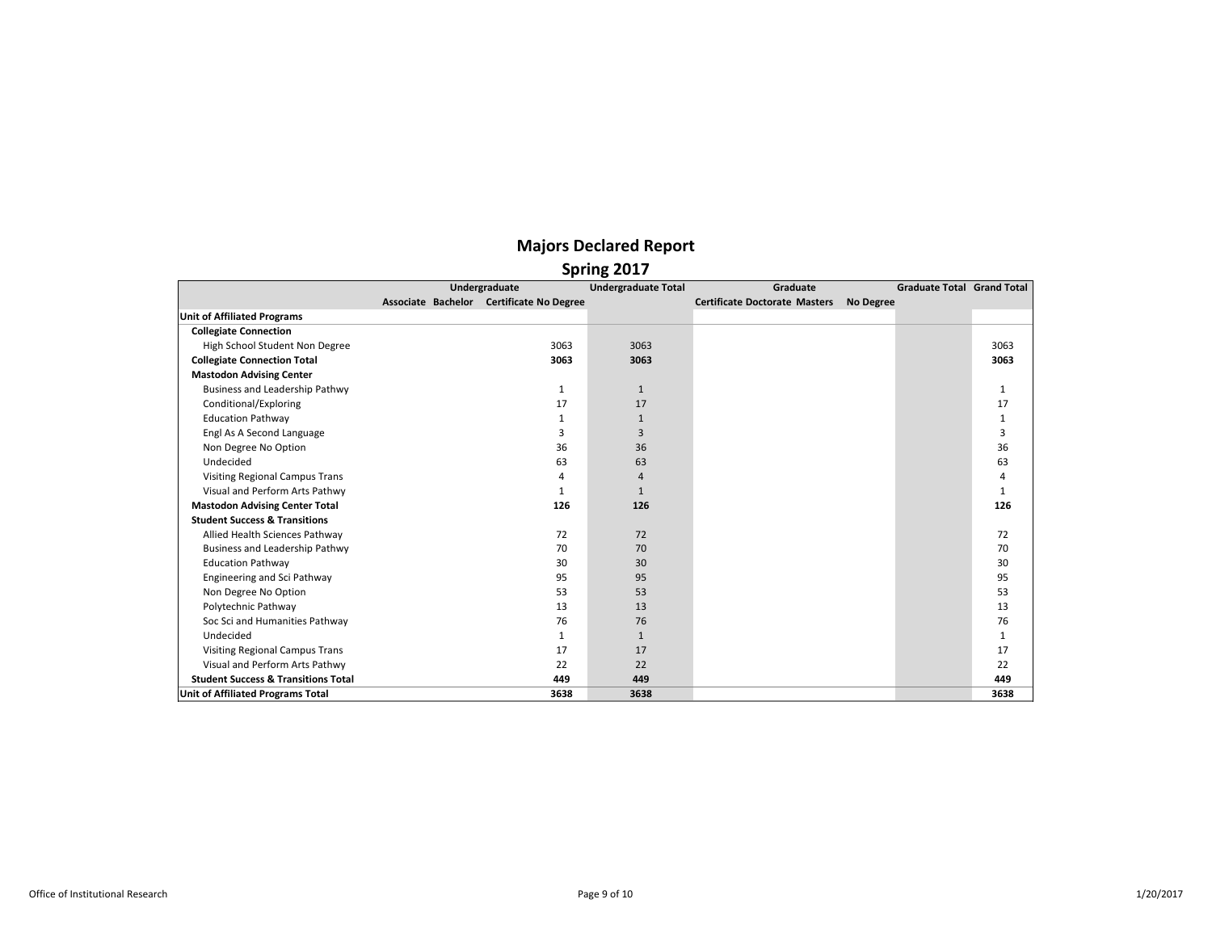# Majors Declared Report

## Spring 2017

| | Undergraduate | | | | Undergraduate Total | Graduate | | | | Graduate Total | Grand Total |
|---|---|---|---|---|---|---|---|---|---|---|---|
| | Associate | Bachelor | Certificate | No Degree | | Certificate | Doctorate | Masters | No Degree | | |
| **Unit of Affiliated Programs** | | | | | | | | | | | |
| **Collegiate Connection** | | | | | | | | | | | |
| High School Student Non Degree | | | | 3063 | 3063 | | | | | | 3063 |
| **Collegiate Connection Total** | | | | **3063** | **3063** | | | | | | **3063** |
| **Mastodon Advising Center** | | | | | | | | | | | |
| Business and Leadership Pathwy | | | | 1 | 1 | | | | | | 1 |
| Conditional/Exploring | | | | 17 | 17 | | | | | | 17 |
| Education Pathway | | | | 1 | 1 | | | | | | 1 |
| Engl As A Second Language | | | | 3 | 3 | | | | | | 3 |
| Non Degree No Option | | | | 36 | 36 | | | | | | 36 |
| Undecided | | | | 63 | 63 | | | | | | 63 |
| Visiting Regional Campus Trans | | | | 4 | 4 | | | | | | 4 |
| Visual and Perform Arts Pathwy | | | | 1 | 1 | | | | | | 1 |
| **Mastodon Advising Center Total** | | | | **126** | **126** | | | | | | **126** |
| **Student Success & Transitions** | | | | | | | | | | | |
| Allied Health Sciences Pathway | | | | 72 | 72 | | | | | | 72 |
| Business and Leadership Pathwy | | | | 70 | 70 | | | | | | 70 |
| Education Pathway | | | | 30 | 30 | | | | | | 30 |
| Engineering and Sci Pathway | | | | 95 | 95 | | | | | | 95 |
| Non Degree No Option | | | | 53 | 53 | | | | | | 53 |
| Polytechnic Pathway | | | | 13 | 13 | | | | | | 13 |
| Soc Sci and Humanities Pathway | | | | 76 | 76 | | | | | | 76 |
| Undecided | | | | 1 | 1 | | | | | | 1 |
| Visiting Regional Campus Trans | | | | 17 | 17 | | | | | | 17 |
| Visual and Perform Arts Pathwy | | | | 22 | 22 | | | | | | 22 |
| **Student Success & Transitions Total** | | | | **449** | **449** | | | | | | **449** |
| **Unit of Affiliated Programs Total** | | | | **3638** | **3638** | | | | | | **3638** |

Office of Institutional Research 1/20/2017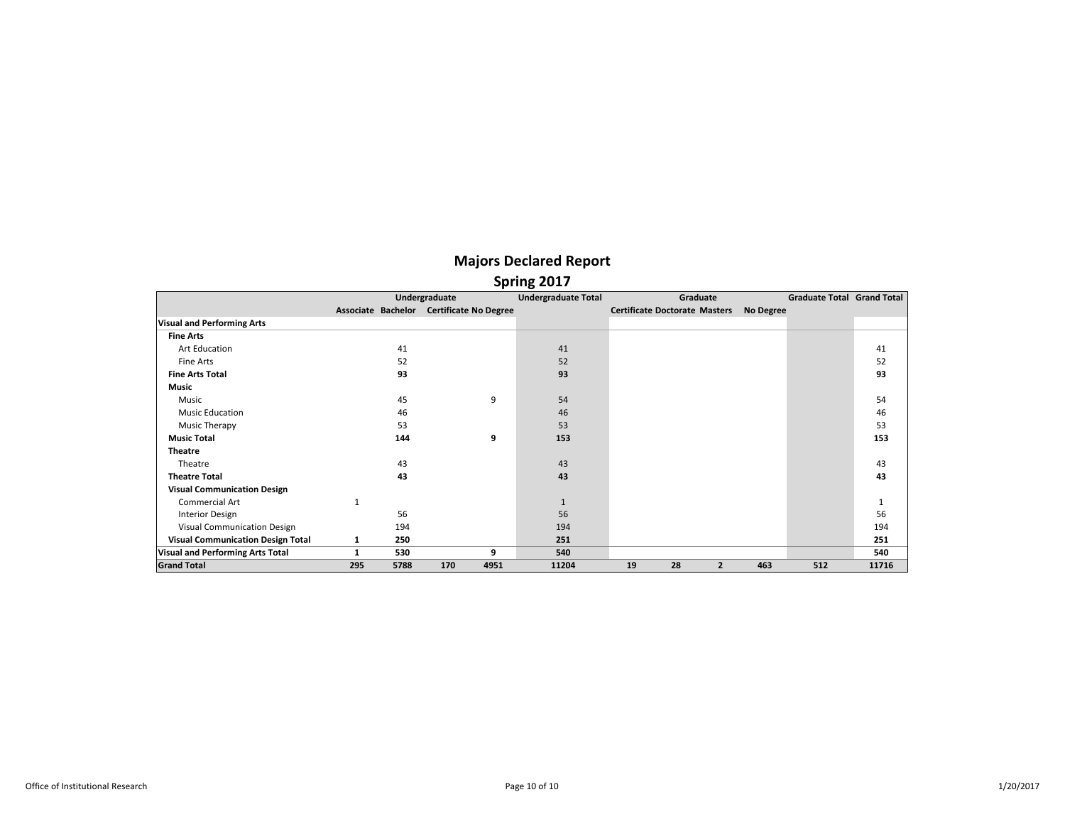# Majors Declared Report

## Spring 2017

| | Undergraduate | | | | Undergraduate Total | Graduate | | | | Graduate Total | Grand Total |
|---|---|---|---|---|---|---|---|---|---|---|---|
| | Associate | Bachelor | Certificate | No Degree | | Certificate | Doctorate | Masters | No Degree | | |
| **Visual and Performing Arts** | | | | | | | | | | | |
| **Fine Arts** | | | | | | | | | | | |
| Art Education | | 41 | | | 41 | | | | | | 41 |
| Fine Arts | | 52 | | | 52 | | | | | | 52 |
| **Fine Arts Total** | | **93** | | | **93** | | | | | | **93** |
| **Music** | | | | | | | | | | | |
| Music | | 45 | | 9 | 54 | | | | | | 54 |
| Music Education | | 46 | | | 46 | | | | | | 46 |
| Music Therapy | | 53 | | | 53 | | | | | | 53 |
| **Music Total** | | **144** | | **9** | **153** | | | | | | **153** |
| **Theatre** | | | | | | | | | | | |
| Theatre | | 43 | | | 43 | | | | | | 43 |
| **Theatre Total** | | **43** | | | **43** | | | | | | **43** |
| **Visual Communication Design** | | | | | | | | | | | |
| Commercial Art | 1 | | | | 1 | | | | | | 1 |
| Interior Design | | 56 | | | 56 | | | | | | 56 |
| Visual Communication Design | | 194 | | | 194 | | | | | | 194 |
| **Visual Communication Design Total** | **1** | **250** | | | **251** | | | | | | **251** |
| **Visual and Performing Arts Total** | **1** | **530** | | **9** | **540** | | | | | | **540** |
| **Grand Total** | **295** | **5788** | **170** | **4951** | **11204** | **19** | **28** | **2** | **463** | **512** | **11716** |

Office of Institutional Research

1/20/2017